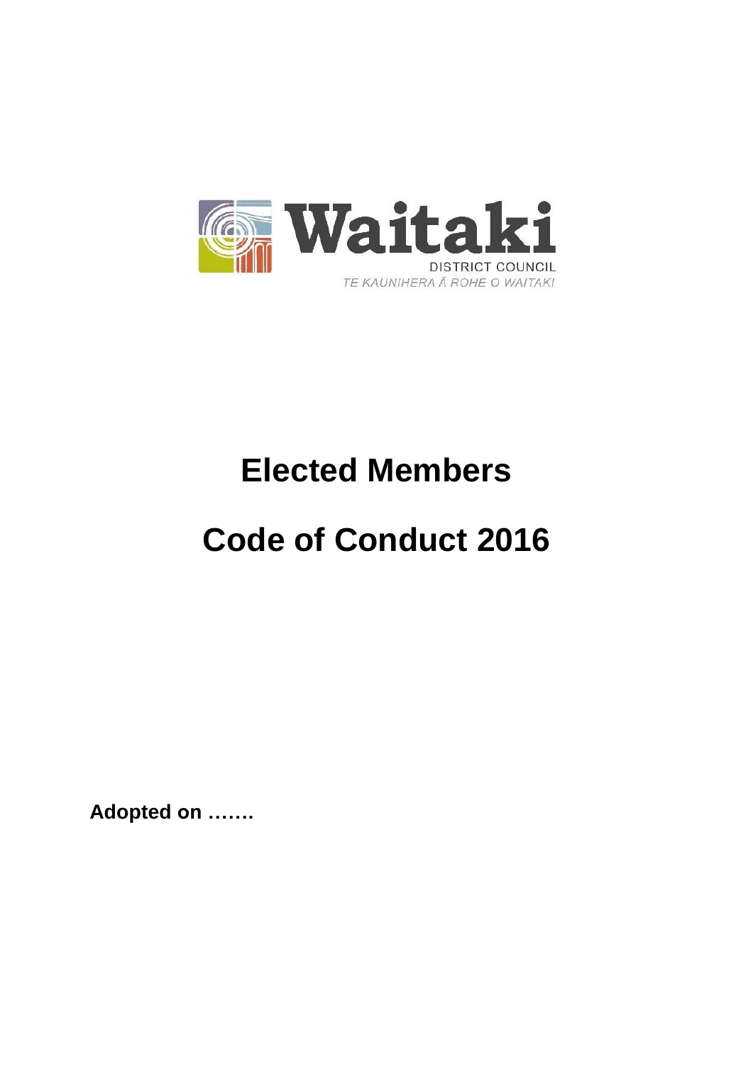Waitaki

DISTRICT COUNCIL

TE KAUNIHERA Ā ROHE O WAITAKI

# Elected Members

# Code of Conduct 2016

**Adopted on …….**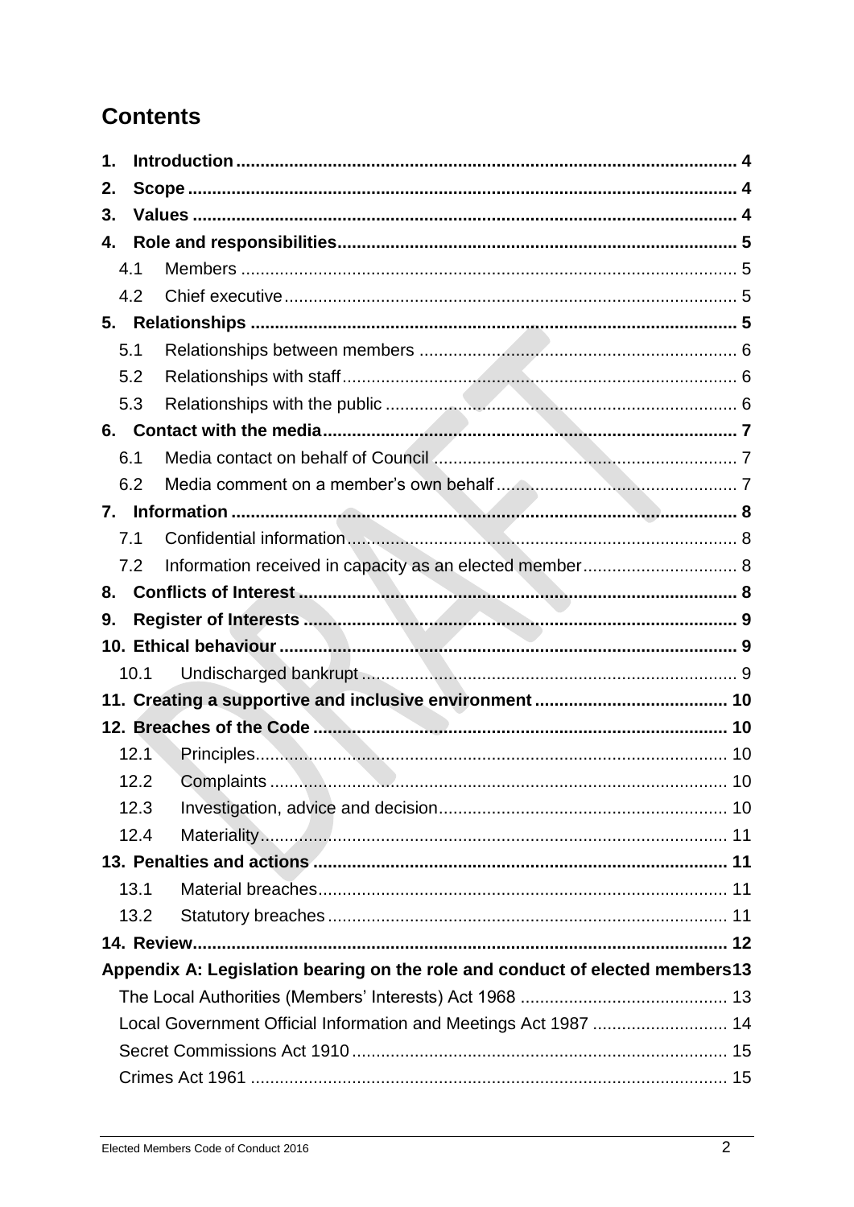# Contents

1. **Introduction** ........................................................................................................ 4
2. **Scope** .................................................................................................................. 4
3. **Values** ................................................................................................................. 4
4. **Role and responsibilities** ................................................................................... 5
   - 4.1 Members ........................................................................................................ 5
   - 4.2 Chief executive .............................................................................................. 5
5. **Relationships** ..................................................................................................... 5
   - 5.1 Relationships between members .................................................................. 6
   - 5.2 Relationships with staff .................................................................................. 6
   - 5.3 Relationships with the public ......................................................................... 6
6. **Contact with the media** ...................................................................................... 7
   - 6.1 Media contact on behalf of Council ................................................................ 7
   - 6.2 Media comment on a member's own behalf ................................................... 7
7. **Information** ......................................................................................................... 8
   - 7.1 Confidential information ................................................................................. 8
   - 7.2 Information received in capacity as an elected member ................................ 8
8. **Conflicts of Interest** ........................................................................................... 8
9. **Register of Interests** .......................................................................................... 9
10. **Ethical behaviour** ............................................................................................. 9
    - 10.1 Undischarged bankrupt ............................................................................... 9
11. **Creating a supportive and inclusive environment** ......................................... 10
12. **Breaches of the Code** ...................................................................................... 10
    - 12.1 Principles .................................................................................................. 10
    - 12.2 Complaints ............................................................................................... 10
    - 12.3 Investigation, advice and decision ............................................................. 10
    - 12.4 Materiality ................................................................................................. 11
13. **Penalties and actions** ...................................................................................... 11
    - 13.1 Material breaches ...................................................................................... 11
    - 13.2 Statutory breaches .................................................................................... 11
14. **Review** ............................................................................................................. 12

**Appendix A: Legislation bearing on the role and conduct of elected members** 13
- The Local Authorities (Members' Interests) Act 1968 ........................................... 13
- Local Government Official Information and Meetings Act 1987 ............................ 14
- Secret Commissions Act 1910 ............................................................................. 15
- Crimes Act 1961 .................................................................................................. 15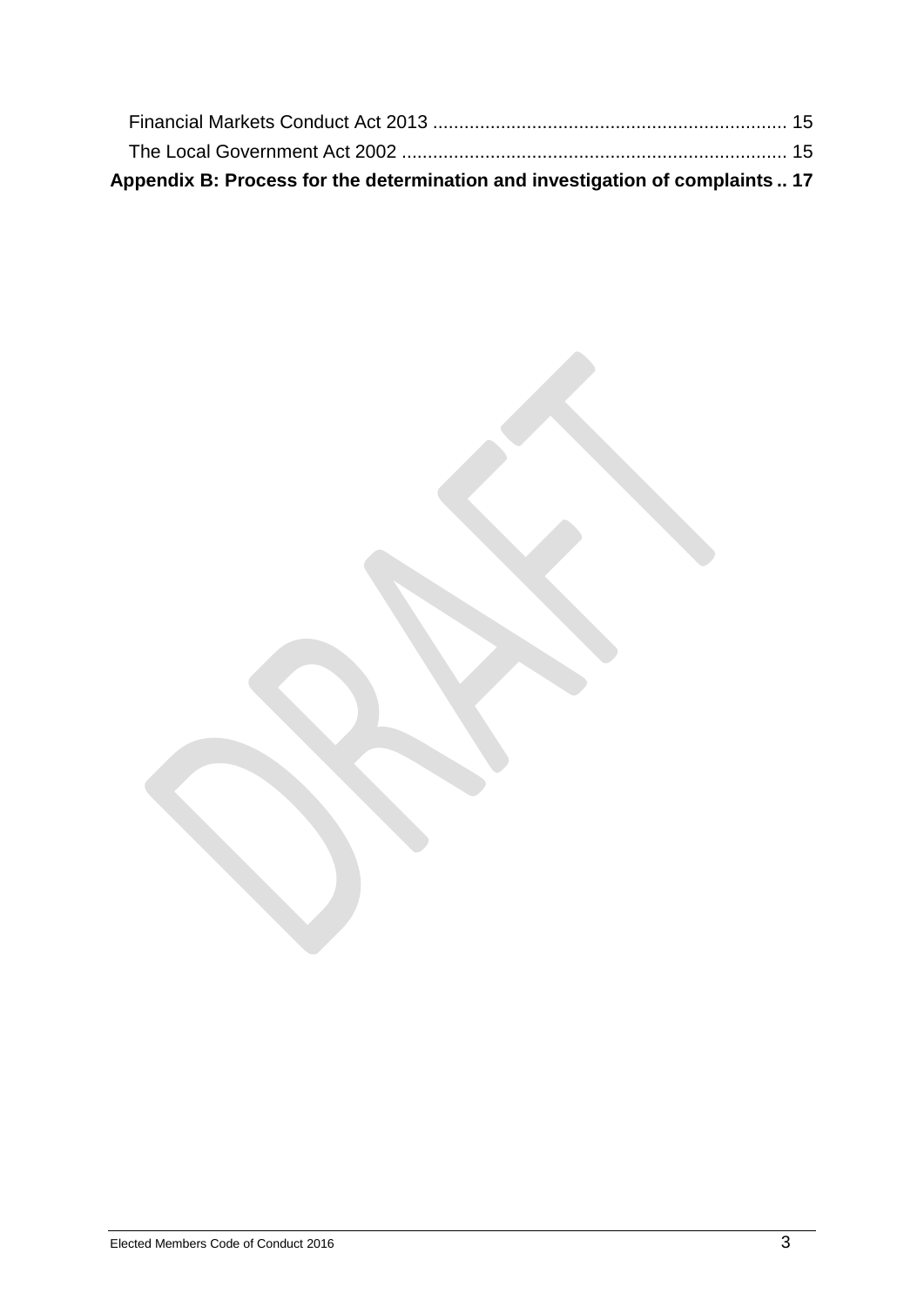Financial Markets Conduct Act 2013 .................................................................... 15

The Local Government Act 2002 .......................................................................... 15

**Appendix B: Process for the determination and investigation of complaints .. 17**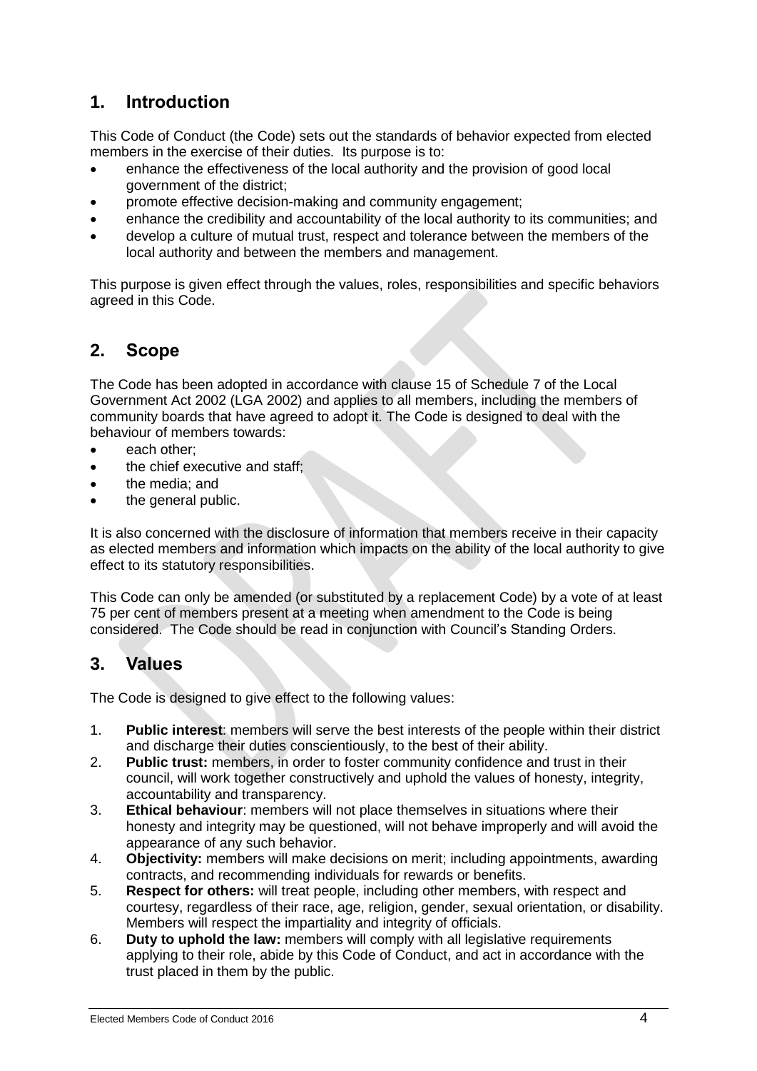## 1. Introduction

This Code of Conduct (the Code) sets out the standards of behavior expected from elected members in the exercise of their duties. Its purpose is to:

- enhance the effectiveness of the local authority and the provision of good local government of the district;
- promote effective decision-making and community engagement;
- enhance the credibility and accountability of the local authority to its communities; and
- develop a culture of mutual trust, respect and tolerance between the members of the local authority and between the members and management.

This purpose is given effect through the values, roles, responsibilities and specific behaviors agreed in this Code.

## 2. Scope

The Code has been adopted in accordance with clause 15 of Schedule 7 of the Local Government Act 2002 (LGA 2002) and applies to all members, including the members of community boards that have agreed to adopt it. The Code is designed to deal with the behaviour of members towards:

- each other;
- the chief executive and staff;
- the media; and
- the general public.

It is also concerned with the disclosure of information that members receive in their capacity as elected members and information which impacts on the ability of the local authority to give effect to its statutory responsibilities.

This Code can only be amended (or substituted by a replacement Code) by a vote of at least 75 per cent of members present at a meeting when amendment to the Code is being considered. The Code should be read in conjunction with Council's Standing Orders.

## 3. Values

The Code is designed to give effect to the following values:

1. **Public interest**: members will serve the best interests of the people within their district and discharge their duties conscientiously, to the best of their ability.
2. **Public trust:** members, in order to foster community confidence and trust in their council, will work together constructively and uphold the values of honesty, integrity, accountability and transparency.
3. **Ethical behaviour**: members will not place themselves in situations where their honesty and integrity may be questioned, will not behave improperly and will avoid the appearance of any such behavior.
4. **Objectivity:** members will make decisions on merit; including appointments, awarding contracts, and recommending individuals for rewards or benefits.
5. **Respect for others:** will treat people, including other members, with respect and courtesy, regardless of their race, age, religion, gender, sexual orientation, or disability. Members will respect the impartiality and integrity of officials.
6. **Duty to uphold the law:** members will comply with all legislative requirements applying to their role, abide by this Code of Conduct, and act in accordance with the trust placed in them by the public.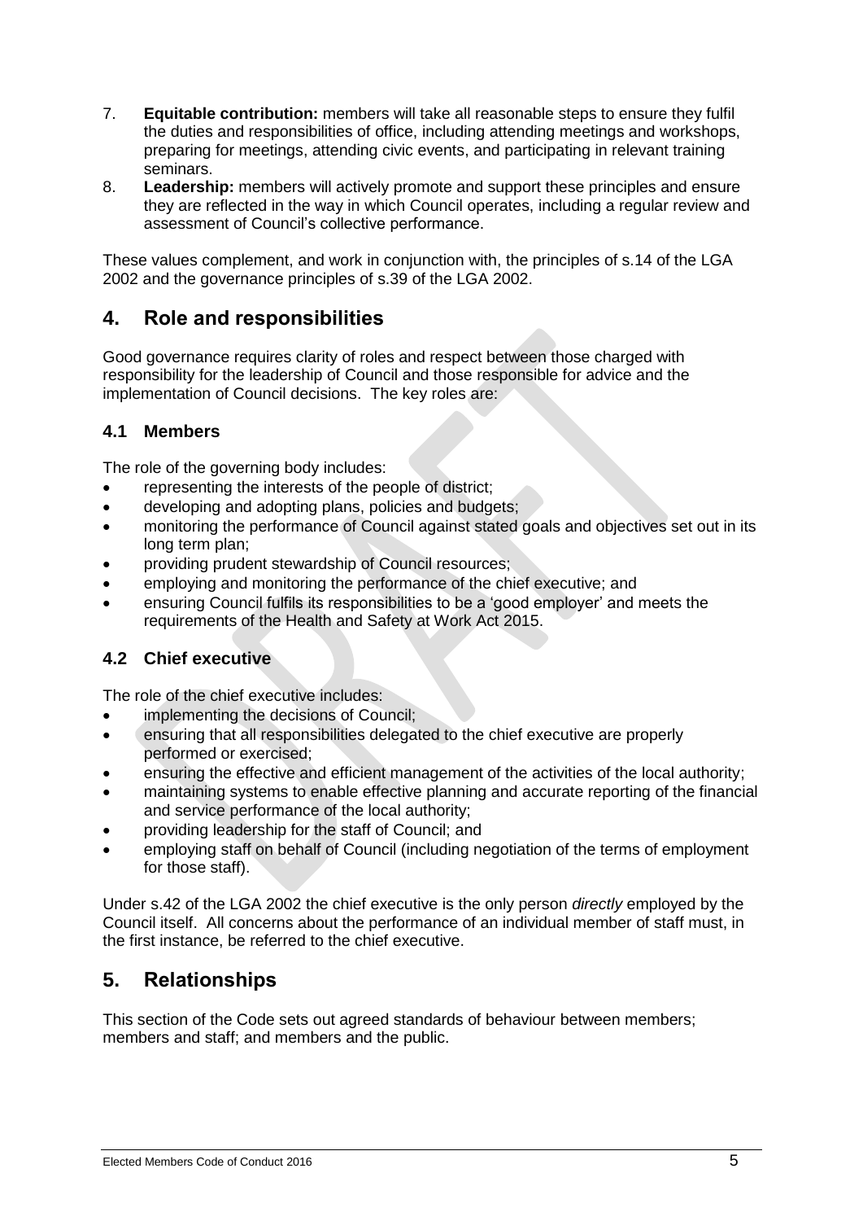7. **Equitable contribution:** members will take all reasonable steps to ensure they fulfil the duties and responsibilities of office, including attending meetings and workshops, preparing for meetings, attending civic events, and participating in relevant training seminars.
8. **Leadership:** members will actively promote and support these principles and ensure they are reflected in the way in which Council operates, including a regular review and assessment of Council's collective performance.

These values complement, and work in conjunction with, the principles of s.14 of the LGA 2002 and the governance principles of s.39 of the LGA 2002.

## 4. Role and responsibilities

Good governance requires clarity of roles and respect between those charged with responsibility for the leadership of Council and those responsible for advice and the implementation of Council decisions. The key roles are:

### 4.1 Members

The role of the governing body includes:

- representing the interests of the people of district;
- developing and adopting plans, policies and budgets;
- monitoring the performance of Council against stated goals and objectives set out in its long term plan;
- providing prudent stewardship of Council resources;
- employing and monitoring the performance of the chief executive; and
- ensuring Council fulfils its responsibilities to be a 'good employer' and meets the requirements of the Health and Safety at Work Act 2015.

### 4.2 Chief executive

The role of the chief executive includes:

- implementing the decisions of Council;
- ensuring that all responsibilities delegated to the chief executive are properly performed or exercised;
- ensuring the effective and efficient management of the activities of the local authority;
- maintaining systems to enable effective planning and accurate reporting of the financial and service performance of the local authority;
- providing leadership for the staff of Council; and
- employing staff on behalf of Council (including negotiation of the terms of employment for those staff).

Under s.42 of the LGA 2002 the chief executive is the only person *directly* employed by the Council itself. All concerns about the performance of an individual member of staff must, in the first instance, be referred to the chief executive.

## 5. Relationships

This section of the Code sets out agreed standards of behaviour between members; members and staff; and members and the public.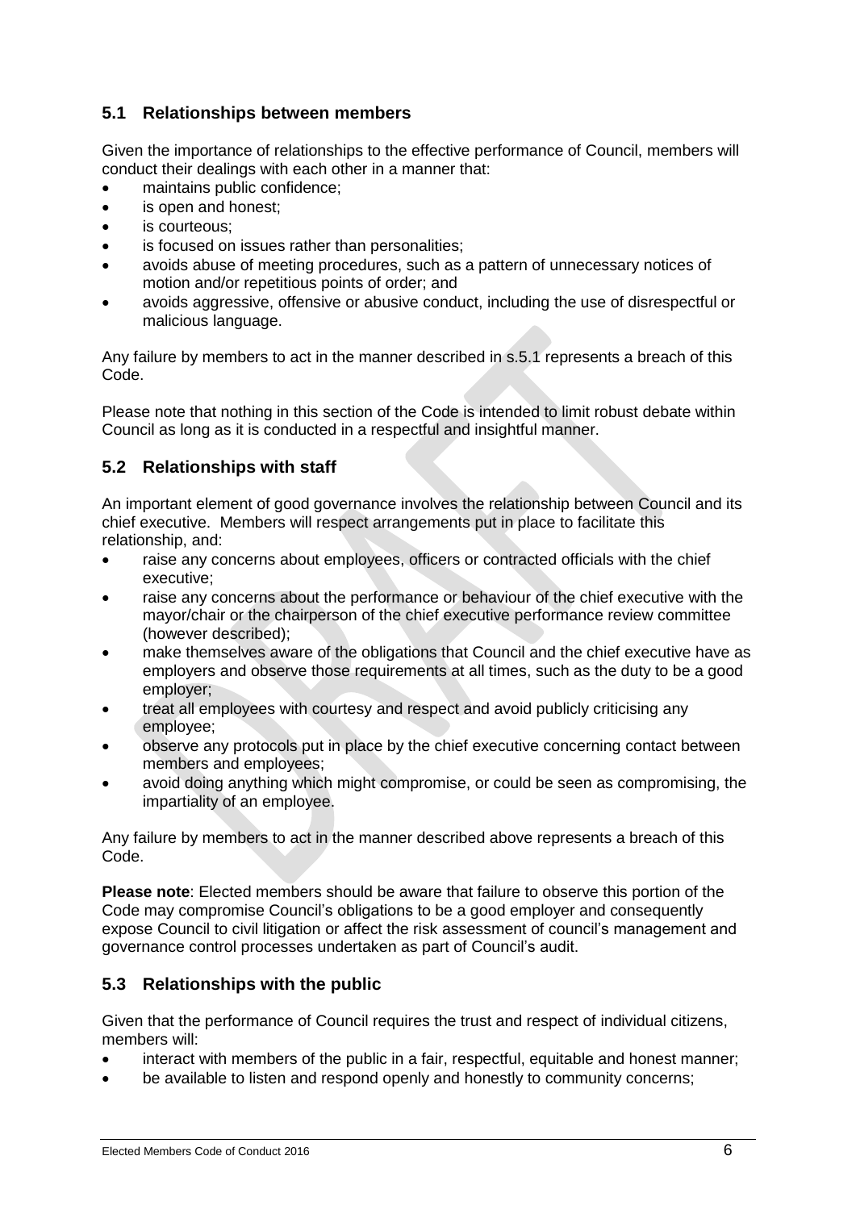## 5.1 Relationships between members

Given the importance of relationships to the effective performance of Council, members will conduct their dealings with each other in a manner that:

- maintains public confidence;
- is open and honest;
- is courteous;
- is focused on issues rather than personalities;
- avoids abuse of meeting procedures, such as a pattern of unnecessary notices of motion and/or repetitious points of order; and
- avoids aggressive, offensive or abusive conduct, including the use of disrespectful or malicious language.

Any failure by members to act in the manner described in s.5.1 represents a breach of this Code.

Please note that nothing in this section of the Code is intended to limit robust debate within Council as long as it is conducted in a respectful and insightful manner.

## 5.2 Relationships with staff

An important element of good governance involves the relationship between Council and its chief executive. Members will respect arrangements put in place to facilitate this relationship, and:

- raise any concerns about employees, officers or contracted officials with the chief executive;
- raise any concerns about the performance or behaviour of the chief executive with the mayor/chair or the chairperson of the chief executive performance review committee (however described);
- make themselves aware of the obligations that Council and the chief executive have as employers and observe those requirements at all times, such as the duty to be a good employer;
- treat all employees with courtesy and respect and avoid publicly criticising any employee;
- observe any protocols put in place by the chief executive concerning contact between members and employees;
- avoid doing anything which might compromise, or could be seen as compromising, the impartiality of an employee.

Any failure by members to act in the manner described above represents a breach of this Code.

**Please note**: Elected members should be aware that failure to observe this portion of the Code may compromise Council's obligations to be a good employer and consequently expose Council to civil litigation or affect the risk assessment of council's management and governance control processes undertaken as part of Council's audit.

## 5.3 Relationships with the public

Given that the performance of Council requires the trust and respect of individual citizens, members will:

- interact with members of the public in a fair, respectful, equitable and honest manner;
- be available to listen and respond openly and honestly to community concerns;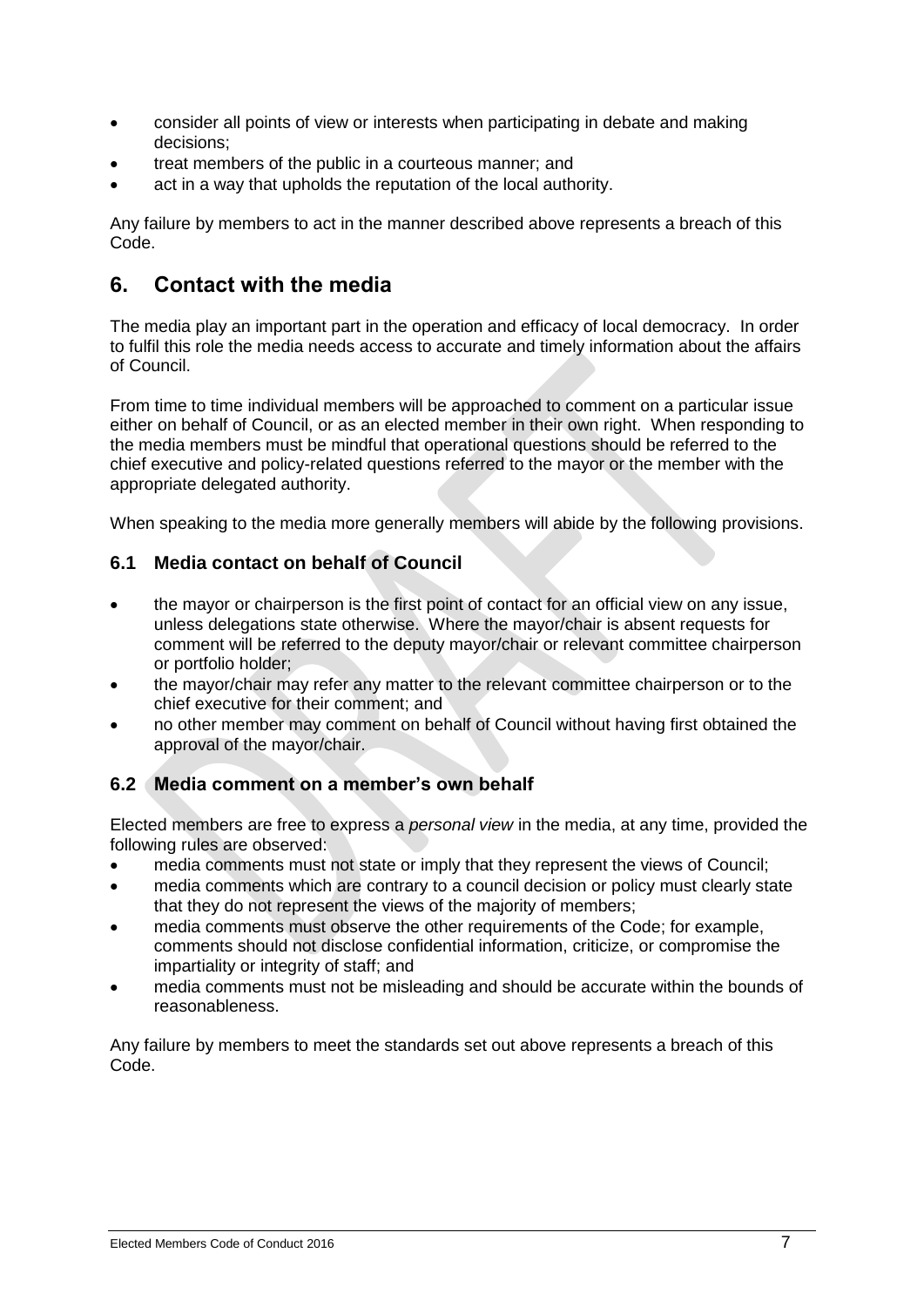- consider all points of view or interests when participating in debate and making decisions;
- treat members of the public in a courteous manner; and
- act in a way that upholds the reputation of the local authority.

Any failure by members to act in the manner described above represents a breach of this Code.

## 6. Contact with the media

The media play an important part in the operation and efficacy of local democracy. In order to fulfil this role the media needs access to accurate and timely information about the affairs of Council.

From time to time individual members will be approached to comment on a particular issue either on behalf of Council, or as an elected member in their own right. When responding to the media members must be mindful that operational questions should be referred to the chief executive and policy-related questions referred to the mayor or the member with the appropriate delegated authority.

When speaking to the media more generally members will abide by the following provisions.

### 6.1 Media contact on behalf of Council

- the mayor or chairperson is the first point of contact for an official view on any issue, unless delegations state otherwise. Where the mayor/chair is absent requests for comment will be referred to the deputy mayor/chair or relevant committee chairperson or portfolio holder;
- the mayor/chair may refer any matter to the relevant committee chairperson or to the chief executive for their comment; and
- no other member may comment on behalf of Council without having first obtained the approval of the mayor/chair.

### 6.2 Media comment on a member's own behalf

Elected members are free to express a *personal view* in the media, at any time, provided the following rules are observed:

- media comments must not state or imply that they represent the views of Council;
- media comments which are contrary to a council decision or policy must clearly state that they do not represent the views of the majority of members;
- media comments must observe the other requirements of the Code; for example, comments should not disclose confidential information, criticize, or compromise the impartiality or integrity of staff; and
- media comments must not be misleading and should be accurate within the bounds of reasonableness.

Any failure by members to meet the standards set out above represents a breach of this Code.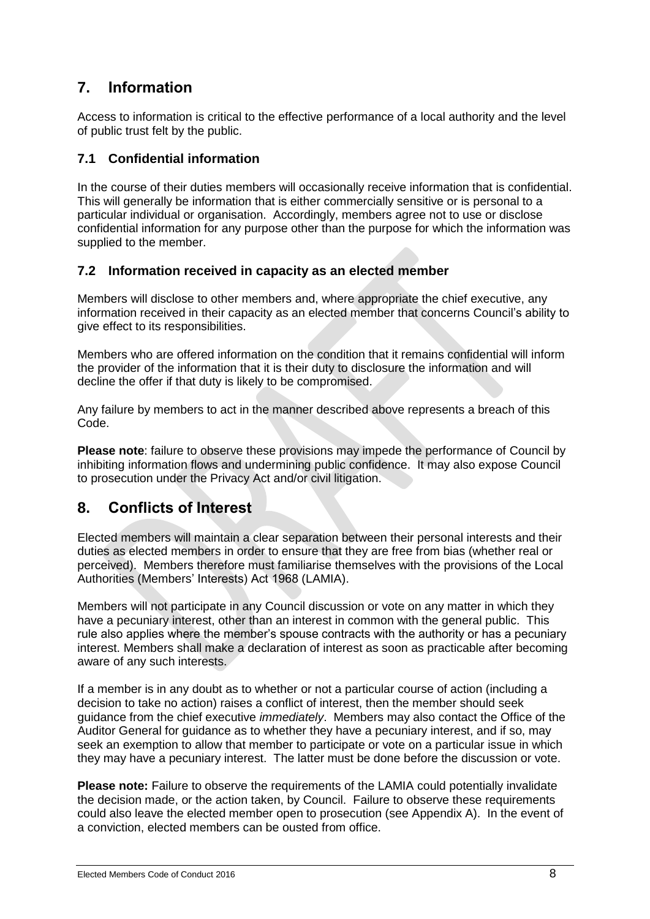## 7. Information

Access to information is critical to the effective performance of a local authority and the level of public trust felt by the public.

### 7.1 Confidential information

In the course of their duties members will occasionally receive information that is confidential. This will generally be information that is either commercially sensitive or is personal to a particular individual or organisation. Accordingly, members agree not to use or disclose confidential information for any purpose other than the purpose for which the information was supplied to the member.

### 7.2 Information received in capacity as an elected member

Members will disclose to other members and, where appropriate the chief executive, any information received in their capacity as an elected member that concerns Council's ability to give effect to its responsibilities.

Members who are offered information on the condition that it remains confidential will inform the provider of the information that it is their duty to disclosure the information and will decline the offer if that duty is likely to be compromised.

Any failure by members to act in the manner described above represents a breach of this Code.

**Please note**: failure to observe these provisions may impede the performance of Council by inhibiting information flows and undermining public confidence. It may also expose Council to prosecution under the Privacy Act and/or civil litigation.

## 8. Conflicts of Interest

Elected members will maintain a clear separation between their personal interests and their duties as elected members in order to ensure that they are free from bias (whether real or perceived). Members therefore must familiarise themselves with the provisions of the Local Authorities (Members' Interests) Act 1968 (LAMIA).

Members will not participate in any Council discussion or vote on any matter in which they have a pecuniary interest, other than an interest in common with the general public. This rule also applies where the member's spouse contracts with the authority or has a pecuniary interest. Members shall make a declaration of interest as soon as practicable after becoming aware of any such interests.

If a member is in any doubt as to whether or not a particular course of action (including a decision to take no action) raises a conflict of interest, then the member should seek guidance from the chief executive *immediately*. Members may also contact the Office of the Auditor General for guidance as to whether they have a pecuniary interest, and if so, may seek an exemption to allow that member to participate or vote on a particular issue in which they may have a pecuniary interest. The latter must be done before the discussion or vote.

**Please note:** Failure to observe the requirements of the LAMIA could potentially invalidate the decision made, or the action taken, by Council. Failure to observe these requirements could also leave the elected member open to prosecution (see Appendix A). In the event of a conviction, elected members can be ousted from office.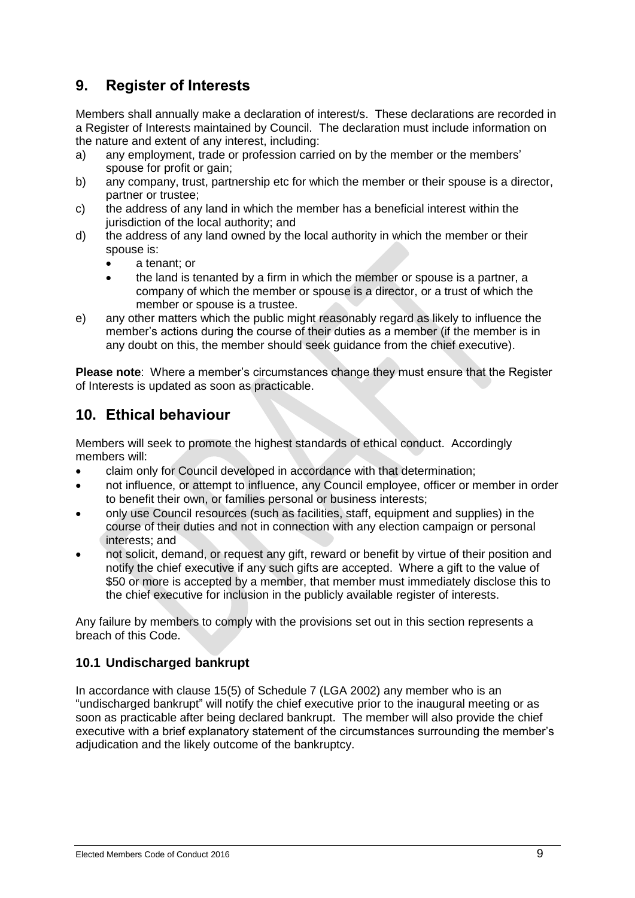## 9. Register of Interests

Members shall annually make a declaration of interest/s. These declarations are recorded in a Register of Interests maintained by Council. The declaration must include information on the nature and extent of any interest, including:

a) any employment, trade or profession carried on by the member or the members' spouse for profit or gain;
b) any company, trust, partnership etc for which the member or their spouse is a director, partner or trustee;
c) the address of any land in which the member has a beneficial interest within the jurisdiction of the local authority; and
d) the address of any land owned by the local authority in which the member or their spouse is:
    - a tenant; or
    - the land is tenanted by a firm in which the member or spouse is a partner, a company of which the member or spouse is a director, or a trust of which the member or spouse is a trustee.
e) any other matters which the public might reasonably regard as likely to influence the member's actions during the course of their duties as a member (if the member is in any doubt on this, the member should seek guidance from the chief executive).

**Please note**: Where a member's circumstances change they must ensure that the Register of Interests is updated as soon as practicable.

## 10. Ethical behaviour

Members will seek to promote the highest standards of ethical conduct. Accordingly members will:

- claim only for Council developed in accordance with that determination;
- not influence, or attempt to influence, any Council employee, officer or member in order to benefit their own, or families personal or business interests;
- only use Council resources (such as facilities, staff, equipment and supplies) in the course of their duties and not in connection with any election campaign or personal interests; and
- not solicit, demand, or request any gift, reward or benefit by virtue of their position and notify the chief executive if any such gifts are accepted. Where a gift to the value of $50 or more is accepted by a member, that member must immediately disclose this to the chief executive for inclusion in the publicly available register of interests.

Any failure by members to comply with the provisions set out in this section represents a breach of this Code.

### 10.1 Undischarged bankrupt

In accordance with clause 15(5) of Schedule 7 (LGA 2002) any member who is an "undischarged bankrupt" will notify the chief executive prior to the inaugural meeting or as soon as practicable after being declared bankrupt. The member will also provide the chief executive with a brief explanatory statement of the circumstances surrounding the member's adjudication and the likely outcome of the bankruptcy.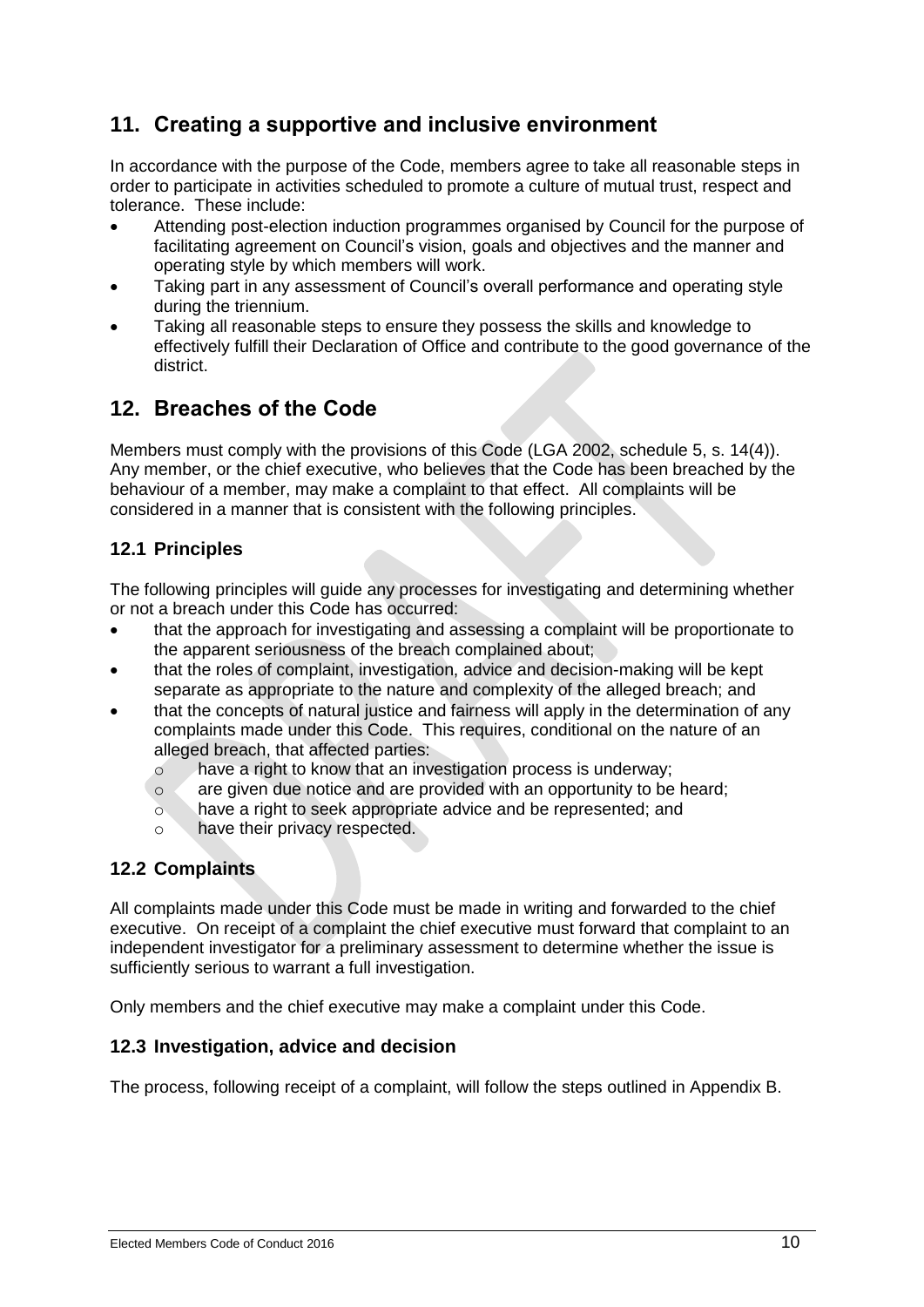## 11. Creating a supportive and inclusive environment

In accordance with the purpose of the Code, members agree to take all reasonable steps in order to participate in activities scheduled to promote a culture of mutual trust, respect and tolerance. These include:

- Attending post-election induction programmes organised by Council for the purpose of facilitating agreement on Council's vision, goals and objectives and the manner and operating style by which members will work.
- Taking part in any assessment of Council's overall performance and operating style during the triennium.
- Taking all reasonable steps to ensure they possess the skills and knowledge to effectively fulfill their Declaration of Office and contribute to the good governance of the district.

## 12. Breaches of the Code

Members must comply with the provisions of this Code (LGA 2002, schedule 5, s. 14(4)). Any member, or the chief executive, who believes that the Code has been breached by the behaviour of a member, may make a complaint to that effect. All complaints will be considered in a manner that is consistent with the following principles.

### 12.1 Principles

The following principles will guide any processes for investigating and determining whether or not a breach under this Code has occurred:

- that the approach for investigating and assessing a complaint will be proportionate to the apparent seriousness of the breach complained about;
- that the roles of complaint, investigation, advice and decision-making will be kept separate as appropriate to the nature and complexity of the alleged breach; and
- that the concepts of natural justice and fairness will apply in the determination of any complaints made under this Code. This requires, conditional on the nature of an alleged breach, that affected parties:
  - have a right to know that an investigation process is underway;
  - are given due notice and are provided with an opportunity to be heard;
  - have a right to seek appropriate advice and be represented; and
  - have their privacy respected.

### 12.2 Complaints

All complaints made under this Code must be made in writing and forwarded to the chief executive. On receipt of a complaint the chief executive must forward that complaint to an independent investigator for a preliminary assessment to determine whether the issue is sufficiently serious to warrant a full investigation.

Only members and the chief executive may make a complaint under this Code.

### 12.3 Investigation, advice and decision

The process, following receipt of a complaint, will follow the steps outlined in Appendix B.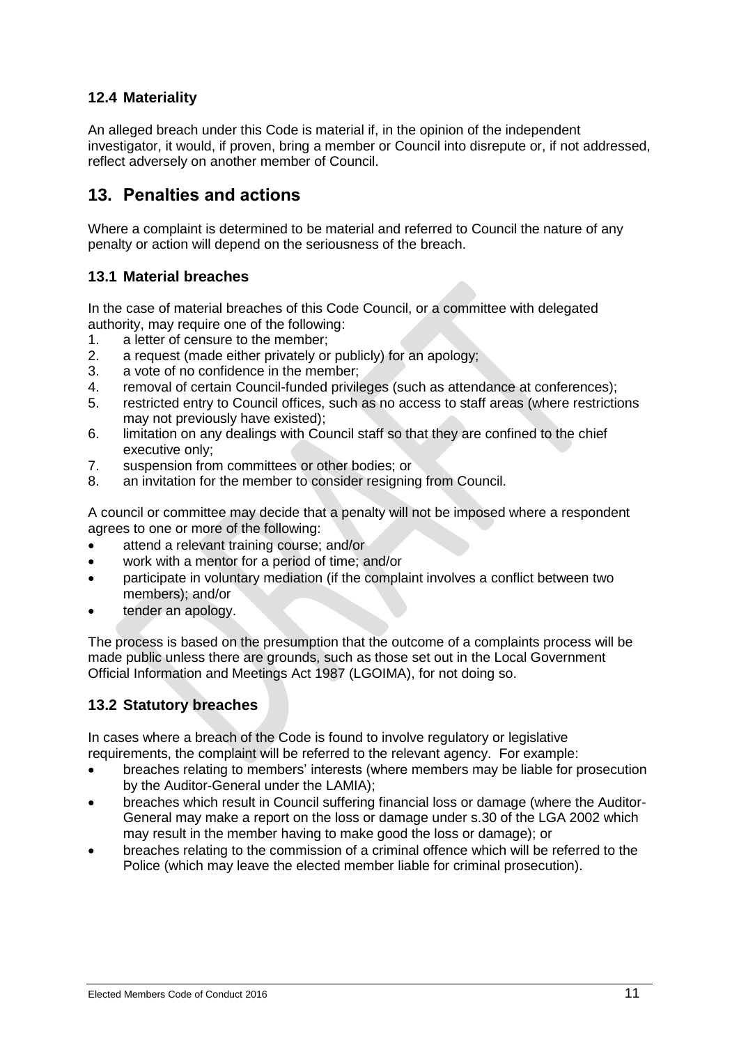### 12.4 Materiality

An alleged breach under this Code is material if, in the opinion of the independent investigator, it would, if proven, bring a member or Council into disrepute or, if not addressed, reflect adversely on another member of Council.

## 13. Penalties and actions

Where a complaint is determined to be material and referred to Council the nature of any penalty or action will depend on the seriousness of the breach.

### 13.1 Material breaches

In the case of material breaches of this Code Council, or a committee with delegated authority, may require one of the following:

1. a letter of censure to the member;
2. a request (made either privately or publicly) for an apology;
3. a vote of no confidence in the member;
4. removal of certain Council-funded privileges (such as attendance at conferences);
5. restricted entry to Council offices, such as no access to staff areas (where restrictions may not previously have existed);
6. limitation on any dealings with Council staff so that they are confined to the chief executive only;
7. suspension from committees or other bodies; or
8. an invitation for the member to consider resigning from Council.

A council or committee may decide that a penalty will not be imposed where a respondent agrees to one or more of the following:

- attend a relevant training course; and/or
- work with a mentor for a period of time; and/or
- participate in voluntary mediation (if the complaint involves a conflict between two members); and/or
- tender an apology.

The process is based on the presumption that the outcome of a complaints process will be made public unless there are grounds, such as those set out in the Local Government Official Information and Meetings Act 1987 (LGOIMA), for not doing so.

### 13.2 Statutory breaches

In cases where a breach of the Code is found to involve regulatory or legislative requirements, the complaint will be referred to the relevant agency. For example:

- breaches relating to members' interests (where members may be liable for prosecution by the Auditor-General under the LAMIA);
- breaches which result in Council suffering financial loss or damage (where the Auditor-General may make a report on the loss or damage under s.30 of the LGA 2002 which may result in the member having to make good the loss or damage); or
- breaches relating to the commission of a criminal offence which will be referred to the Police (which may leave the elected member liable for criminal prosecution).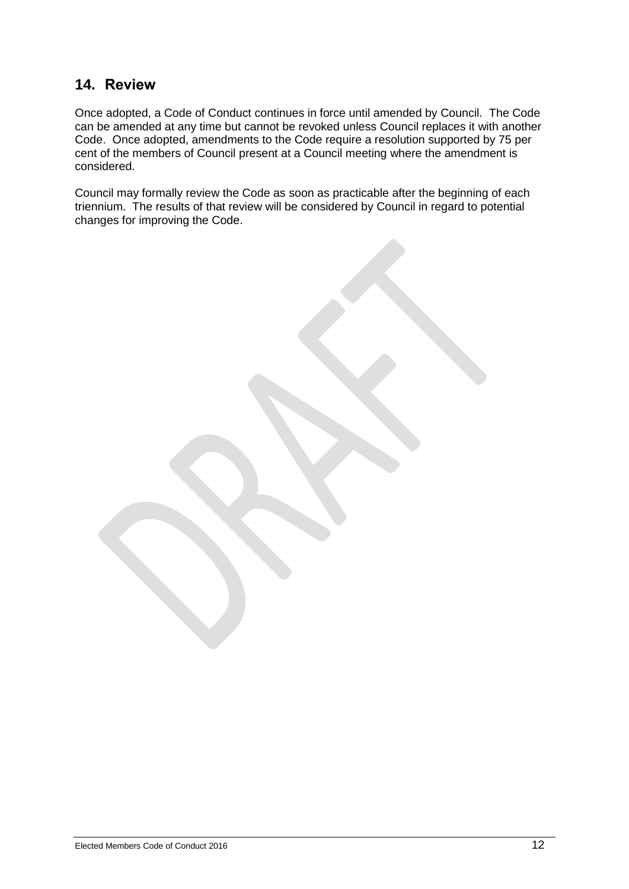## 14. Review

Once adopted, a Code of Conduct continues in force until amended by Council. The Code can be amended at any time but cannot be revoked unless Council replaces it with another Code. Once adopted, amendments to the Code require a resolution supported by 75 per cent of the members of Council present at a Council meeting where the amendment is considered.

Council may formally review the Code as soon as practicable after the beginning of each triennium. The results of that review will be considered by Council in regard to potential changes for improving the Code.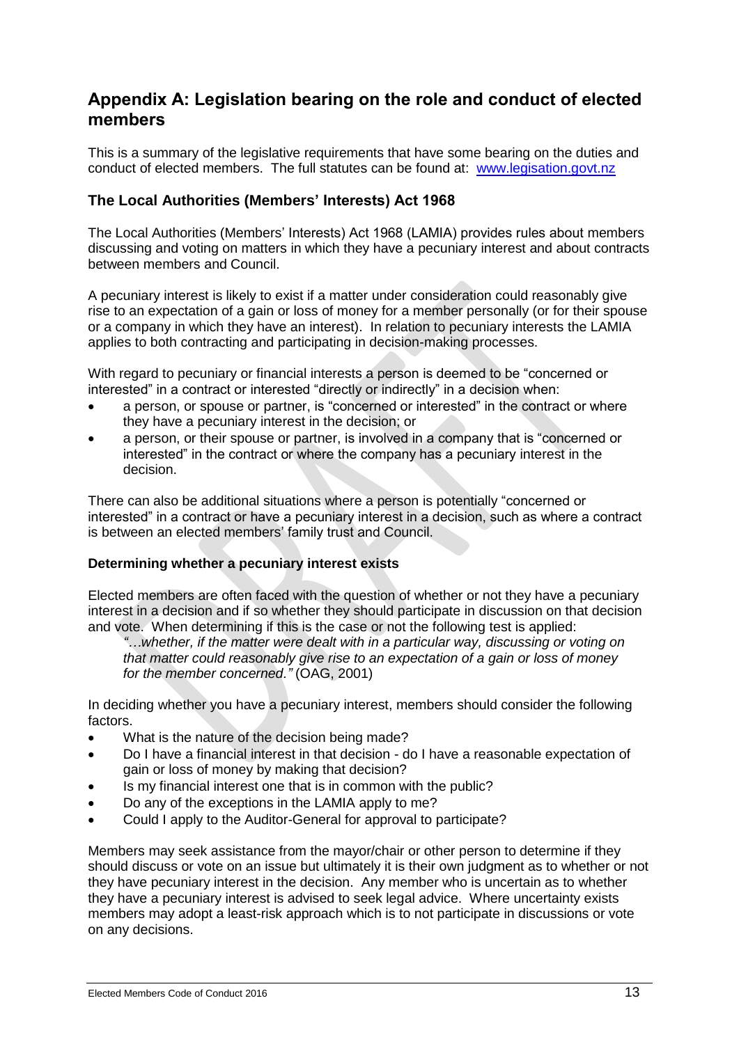## Appendix A: Legislation bearing on the role and conduct of elected members

This is a summary of the legislative requirements that have some bearing on the duties and conduct of elected members. The full statutes can be found at: www.legislation.govt.nz

### The Local Authorities (Members' Interests) Act 1968

The Local Authorities (Members' Interests) Act 1968 (LAMIA) provides rules about members discussing and voting on matters in which they have a pecuniary interest and about contracts between members and Council.

A pecuniary interest is likely to exist if a matter under consideration could reasonably give rise to an expectation of a gain or loss of money for a member personally (or for their spouse or a company in which they have an interest). In relation to pecuniary interests the LAMIA applies to both contracting and participating in decision-making processes.

With regard to pecuniary or financial interests a person is deemed to be "concerned or interested" in a contract or interested "directly or indirectly" in a decision when:

- a person, or spouse or partner, is "concerned or interested" in the contract or where they have a pecuniary interest in the decision; or
- a person, or their spouse or partner, is involved in a company that is "concerned or interested" in the contract or where the company has a pecuniary interest in the decision.

There can also be additional situations where a person is potentially "concerned or interested" in a contract or have a pecuniary interest in a decision, such as where a contract is between an elected members' family trust and Council.

**Determining whether a pecuniary interest exists**

Elected members are often faced with the question of whether or not they have a pecuniary interest in a decision and if so whether they should participate in discussion on that decision and vote. When determining if this is the case or not the following test is applied:

> *"…whether, if the matter were dealt with in a particular way, discussing or voting on that matter could reasonably give rise to an expectation of a gain or loss of money for the member concerned."* (OAG, 2001)

In deciding whether you have a pecuniary interest, members should consider the following factors.

- What is the nature of the decision being made?
- Do I have a financial interest in that decision - do I have a reasonable expectation of gain or loss of money by making that decision?
- Is my financial interest one that is in common with the public?
- Do any of the exceptions in the LAMIA apply to me?
- Could I apply to the Auditor-General for approval to participate?

Members may seek assistance from the mayor/chair or other person to determine if they should discuss or vote on an issue but ultimately it is their own judgment as to whether or not they have pecuniary interest in the decision. Any member who is uncertain as to whether they have a pecuniary interest is advised to seek legal advice. Where uncertainty exists members may adopt a least-risk approach which is to not participate in discussions or vote on any decisions.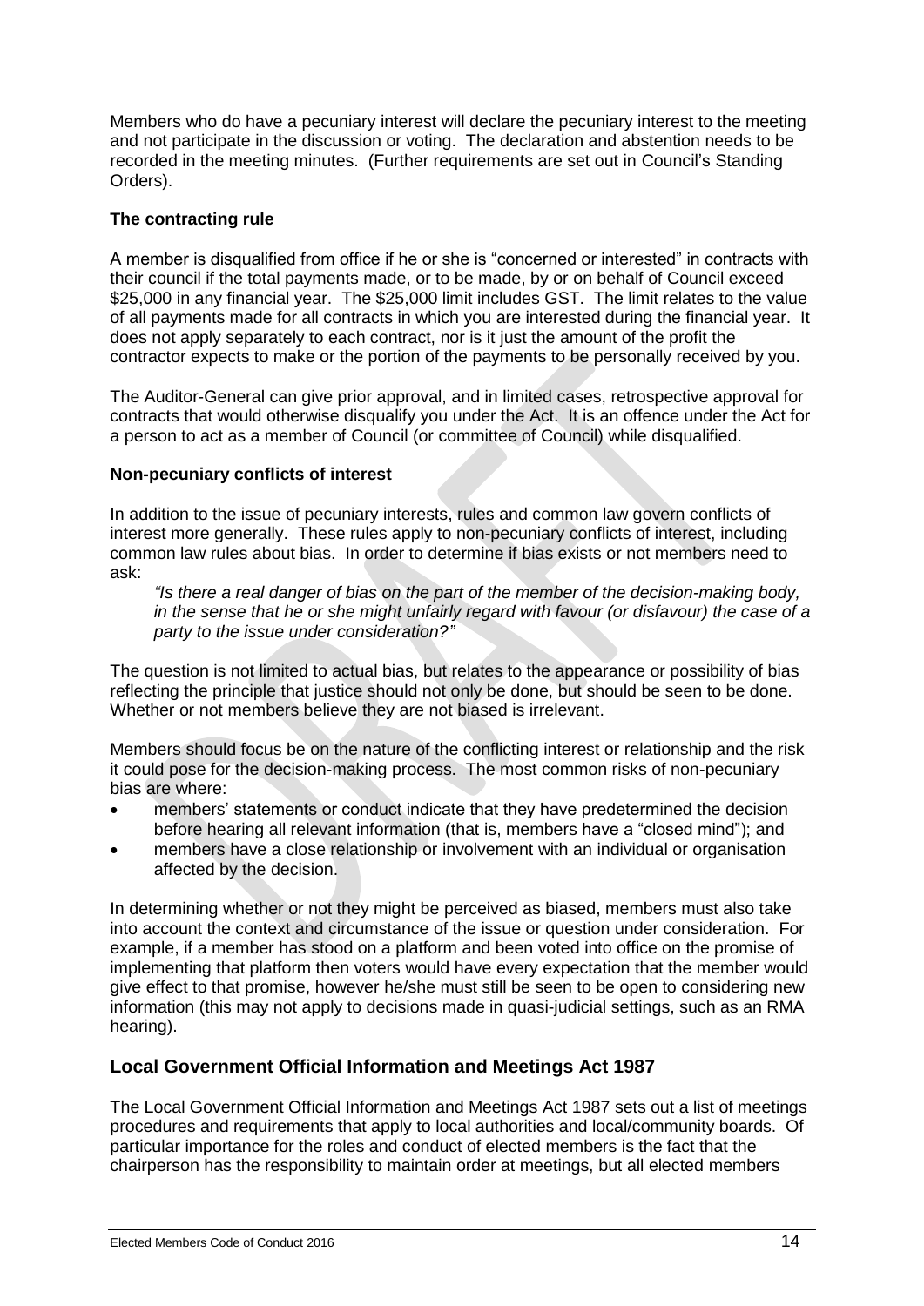Members who do have a pecuniary interest will declare the pecuniary interest to the meeting and not participate in the discussion or voting. The declaration and abstention needs to be recorded in the meeting minutes. (Further requirements are set out in Council's Standing Orders).

### The contracting rule

A member is disqualified from office if he or she is "concerned or interested" in contracts with their council if the total payments made, or to be made, by or on behalf of Council exceed $25,000 in any financial year. The $25,000 limit includes GST. The limit relates to the value of all payments made for all contracts in which you are interested during the financial year. It does not apply separately to each contract, nor is it just the amount of the profit the contractor expects to make or the portion of the payments to be personally received by you.

The Auditor-General can give prior approval, and in limited cases, retrospective approval for contracts that would otherwise disqualify you under the Act. It is an offence under the Act for a person to act as a member of Council (or committee of Council) while disqualified.

### Non-pecuniary conflicts of interest

In addition to the issue of pecuniary interests, rules and common law govern conflicts of interest more generally. These rules apply to non-pecuniary conflicts of interest, including common law rules about bias. In order to determine if bias exists or not members need to ask:

> *"Is there a real danger of bias on the part of the member of the decision-making body, in the sense that he or she might unfairly regard with favour (or disfavour) the case of a party to the issue under consideration?"*

The question is not limited to actual bias, but relates to the appearance or possibility of bias reflecting the principle that justice should not only be done, but should be seen to be done. Whether or not members believe they are not biased is irrelevant.

Members should focus be on the nature of the conflicting interest or relationship and the risk it could pose for the decision-making process. The most common risks of non-pecuniary bias are where:

- members' statements or conduct indicate that they have predetermined the decision before hearing all relevant information (that is, members have a "closed mind"); and
- members have a close relationship or involvement with an individual or organisation affected by the decision.

In determining whether or not they might be perceived as biased, members must also take into account the context and circumstance of the issue or question under consideration. For example, if a member has stood on a platform and been voted into office on the promise of implementing that platform then voters would have every expectation that the member would give effect to that promise, however he/she must still be seen to be open to considering new information (this may not apply to decisions made in quasi-judicial settings, such as an RMA hearing).

## Local Government Official Information and Meetings Act 1987

The Local Government Official Information and Meetings Act 1987 sets out a list of meetings procedures and requirements that apply to local authorities and local/community boards. Of particular importance for the roles and conduct of elected members is the fact that the chairperson has the responsibility to maintain order at meetings, but all elected members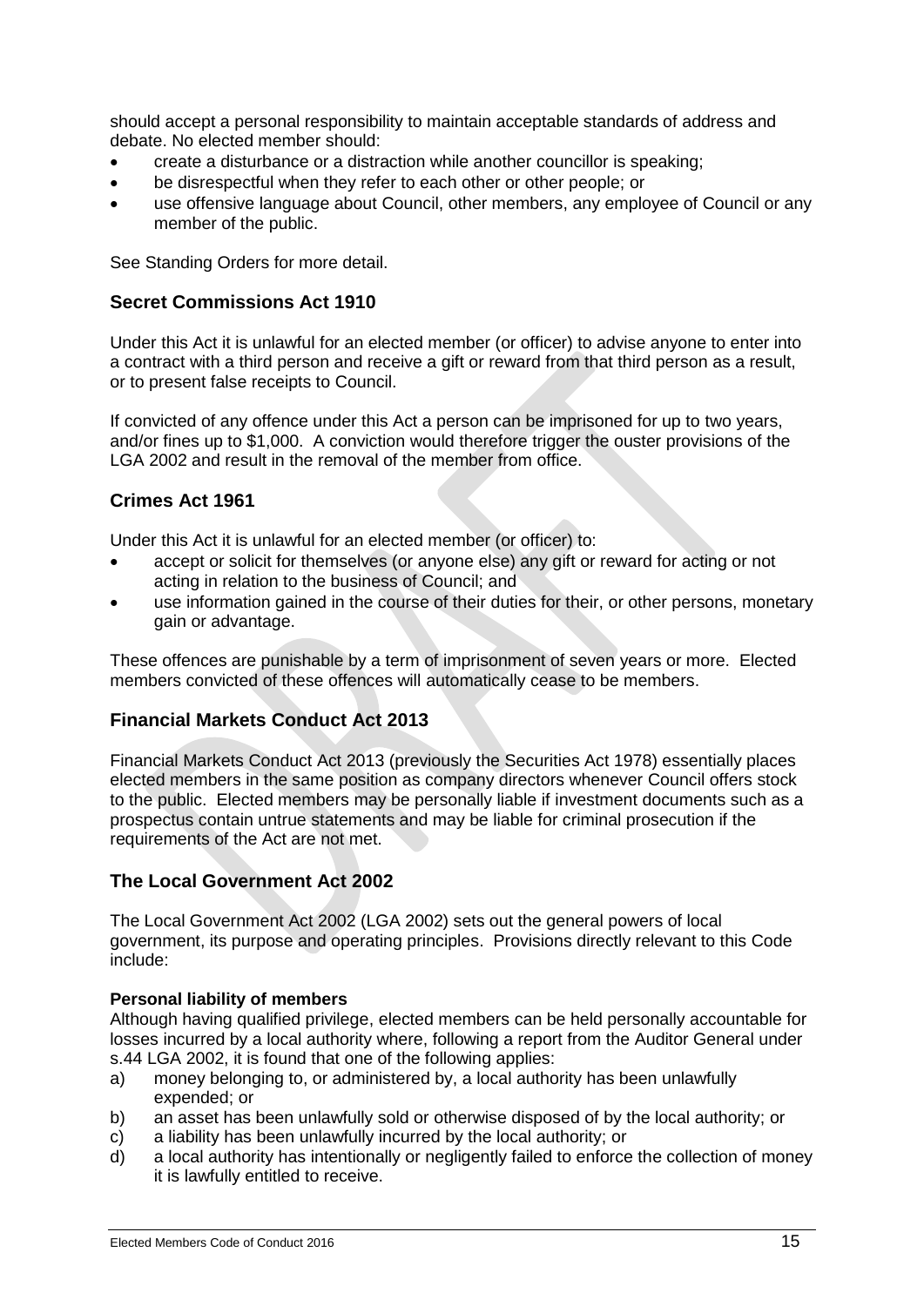should accept a personal responsibility to maintain acceptable standards of address and debate. No elected member should:

- create a disturbance or a distraction while another councillor is speaking;
- be disrespectful when they refer to each other or other people; or
- use offensive language about Council, other members, any employee of Council or any member of the public.

See Standing Orders for more detail.

## Secret Commissions Act 1910

Under this Act it is unlawful for an elected member (or officer) to advise anyone to enter into a contract with a third person and receive a gift or reward from that third person as a result, or to present false receipts to Council.

If convicted of any offence under this Act a person can be imprisoned for up to two years, and/or fines up to $1,000. A conviction would therefore trigger the ouster provisions of the LGA 2002 and result in the removal of the member from office.

## Crimes Act 1961

Under this Act it is unlawful for an elected member (or officer) to:

- accept or solicit for themselves (or anyone else) any gift or reward for acting or not acting in relation to the business of Council; and
- use information gained in the course of their duties for their, or other persons, monetary gain or advantage.

These offences are punishable by a term of imprisonment of seven years or more. Elected members convicted of these offences will automatically cease to be members.

## Financial Markets Conduct Act 2013

Financial Markets Conduct Act 2013 (previously the Securities Act 1978) essentially places elected members in the same position as company directors whenever Council offers stock to the public. Elected members may be personally liable if investment documents such as a prospectus contain untrue statements and may be liable for criminal prosecution if the requirements of the Act are not met.

## The Local Government Act 2002

The Local Government Act 2002 (LGA 2002) sets out the general powers of local government, its purpose and operating principles. Provisions directly relevant to this Code include:

**Personal liability of members**

Although having qualified privilege, elected members can be held personally accountable for losses incurred by a local authority where, following a report from the Auditor General under s.44 LGA 2002, it is found that one of the following applies:

a) money belonging to, or administered by, a local authority has been unlawfully expended; or
b) an asset has been unlawfully sold or otherwise disposed of by the local authority; or
c) a liability has been unlawfully incurred by the local authority; or
d) a local authority has intentionally or negligently failed to enforce the collection of money it is lawfully entitled to receive.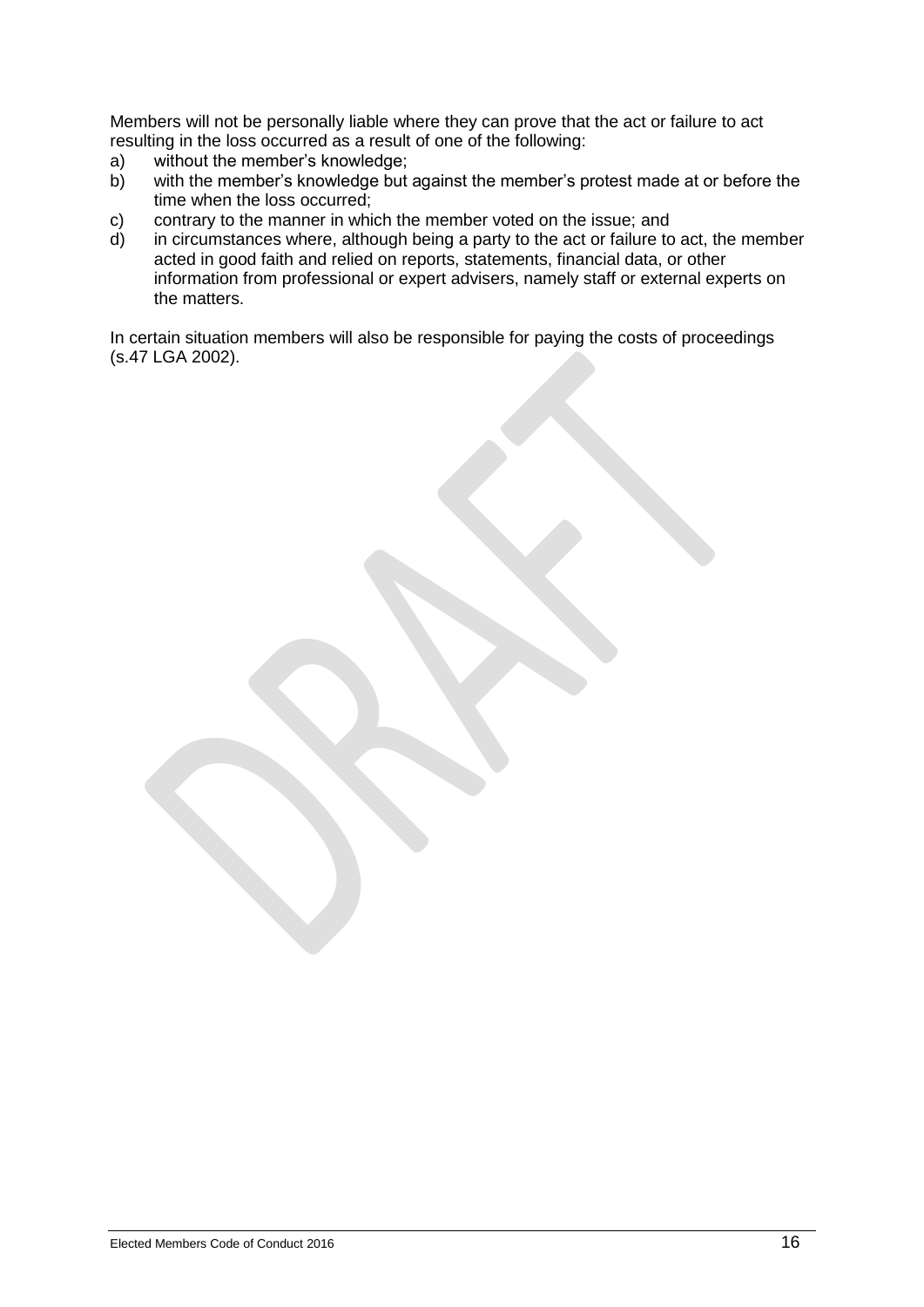Members will not be personally liable where they can prove that the act or failure to act resulting in the loss occurred as a result of one of the following:

a) without the member's knowledge;
b) with the member's knowledge but against the member's protest made at or before the time when the loss occurred;
c) contrary to the manner in which the member voted on the issue; and
d) in circumstances where, although being a party to the act or failure to act, the member acted in good faith and relied on reports, statements, financial data, or other information from professional or expert advisers, namely staff or external experts on the matters.

In certain situation members will also be responsible for paying the costs of proceedings (s.47 LGA 2002).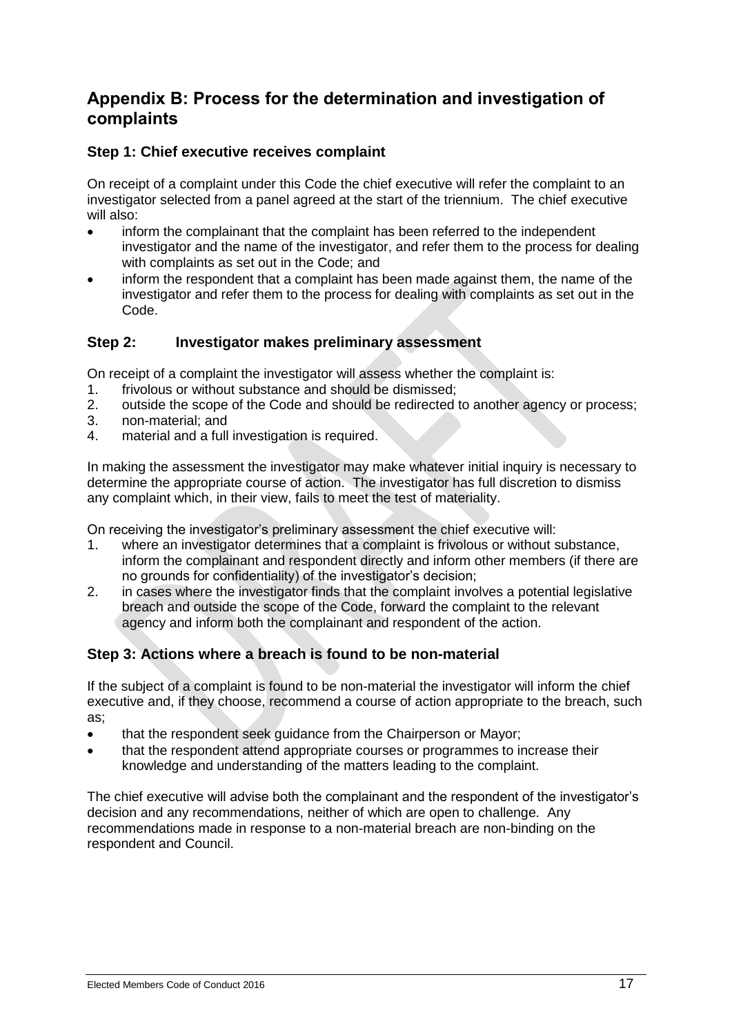## Appendix B: Process for the determination and investigation of complaints

### Step 1: Chief executive receives complaint

On receipt of a complaint under this Code the chief executive will refer the complaint to an investigator selected from a panel agreed at the start of the triennium. The chief executive will also:

- inform the complainant that the complaint has been referred to the independent investigator and the name of the investigator, and refer them to the process for dealing with complaints as set out in the Code; and
- inform the respondent that a complaint has been made against them, the name of the investigator and refer them to the process for dealing with complaints as set out in the Code.

### Step 2: Investigator makes preliminary assessment

On receipt of a complaint the investigator will assess whether the complaint is:

1. frivolous or without substance and should be dismissed;
2. outside the scope of the Code and should be redirected to another agency or process;
3. non-material; and
4. material and a full investigation is required.

In making the assessment the investigator may make whatever initial inquiry is necessary to determine the appropriate course of action. The investigator has full discretion to dismiss any complaint which, in their view, fails to meet the test of materiality.

On receiving the investigator's preliminary assessment the chief executive will:

1. where an investigator determines that a complaint is frivolous or without substance, inform the complainant and respondent directly and inform other members (if there are no grounds for confidentiality) of the investigator's decision;
2. in cases where the investigator finds that the complaint involves a potential legislative breach and outside the scope of the Code, forward the complaint to the relevant agency and inform both the complainant and respondent of the action.

### Step 3: Actions where a breach is found to be non-material

If the subject of a complaint is found to be non-material the investigator will inform the chief executive and, if they choose, recommend a course of action appropriate to the breach, such as;

- that the respondent seek guidance from the Chairperson or Mayor;
- that the respondent attend appropriate courses or programmes to increase their knowledge and understanding of the matters leading to the complaint.

The chief executive will advise both the complainant and the respondent of the investigator's decision and any recommendations, neither of which are open to challenge. Any recommendations made in response to a non-material breach are non-binding on the respondent and Council.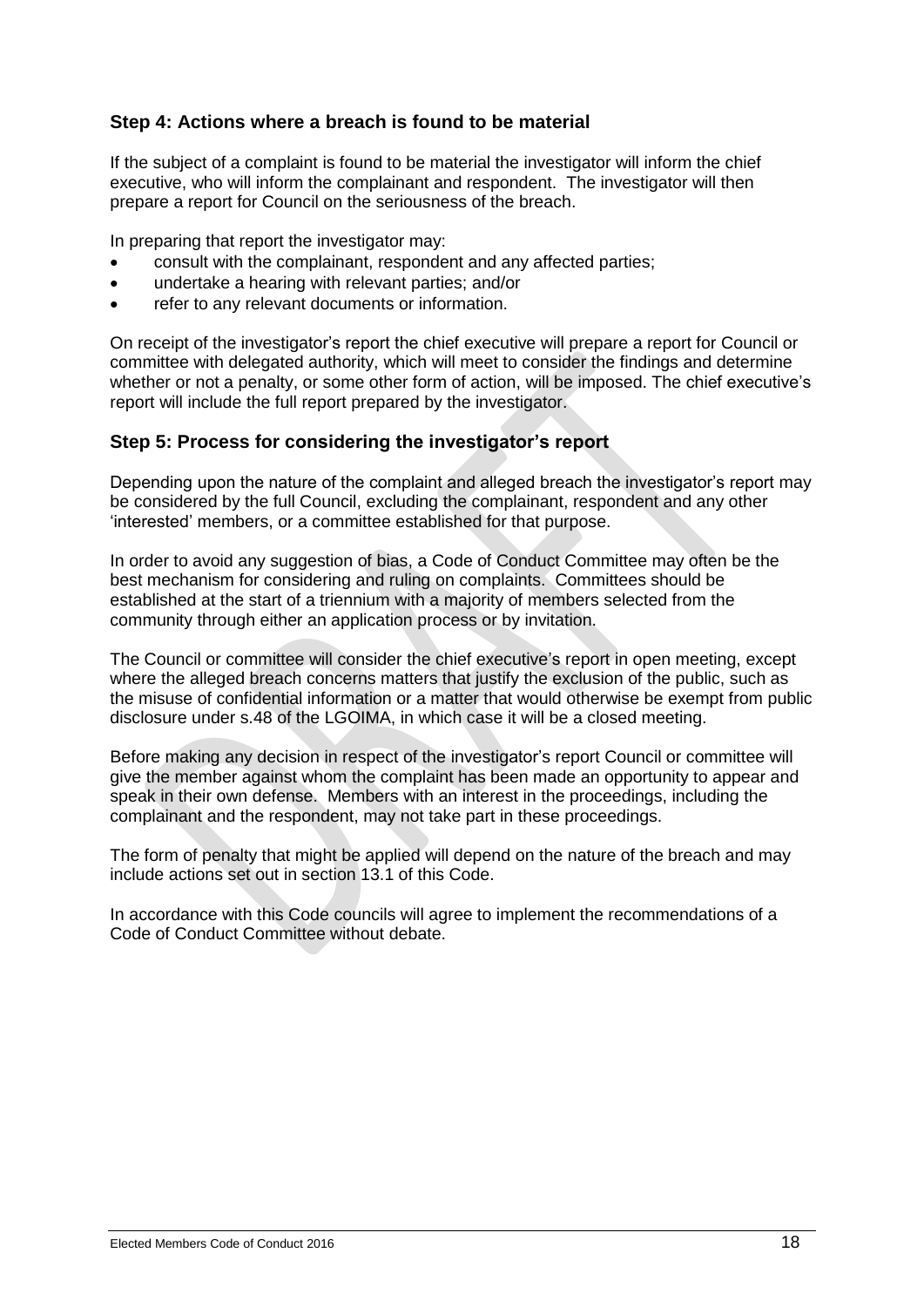### Step 4: Actions where a breach is found to be material

If the subject of a complaint is found to be material the investigator will inform the chief executive, who will inform the complainant and respondent. The investigator will then prepare a report for Council on the seriousness of the breach.

In preparing that report the investigator may:

- consult with the complainant, respondent and any affected parties;
- undertake a hearing with relevant parties; and/or
- refer to any relevant documents or information.

On receipt of the investigator's report the chief executive will prepare a report for Council or committee with delegated authority, which will meet to consider the findings and determine whether or not a penalty, or some other form of action, will be imposed. The chief executive's report will include the full report prepared by the investigator.

### Step 5: Process for considering the investigator's report

Depending upon the nature of the complaint and alleged breach the investigator's report may be considered by the full Council, excluding the complainant, respondent and any other 'interested' members, or a committee established for that purpose.

In order to avoid any suggestion of bias, a Code of Conduct Committee may often be the best mechanism for considering and ruling on complaints. Committees should be established at the start of a triennium with a majority of members selected from the community through either an application process or by invitation.

The Council or committee will consider the chief executive's report in open meeting, except where the alleged breach concerns matters that justify the exclusion of the public, such as the misuse of confidential information or a matter that would otherwise be exempt from public disclosure under s.48 of the LGOIMA, in which case it will be a closed meeting.

Before making any decision in respect of the investigator's report Council or committee will give the member against whom the complaint has been made an opportunity to appear and speak in their own defense. Members with an interest in the proceedings, including the complainant and the respondent, may not take part in these proceedings.

The form of penalty that might be applied will depend on the nature of the breach and may include actions set out in section 13.1 of this Code.

In accordance with this Code councils will agree to implement the recommendations of a Code of Conduct Committee without debate.